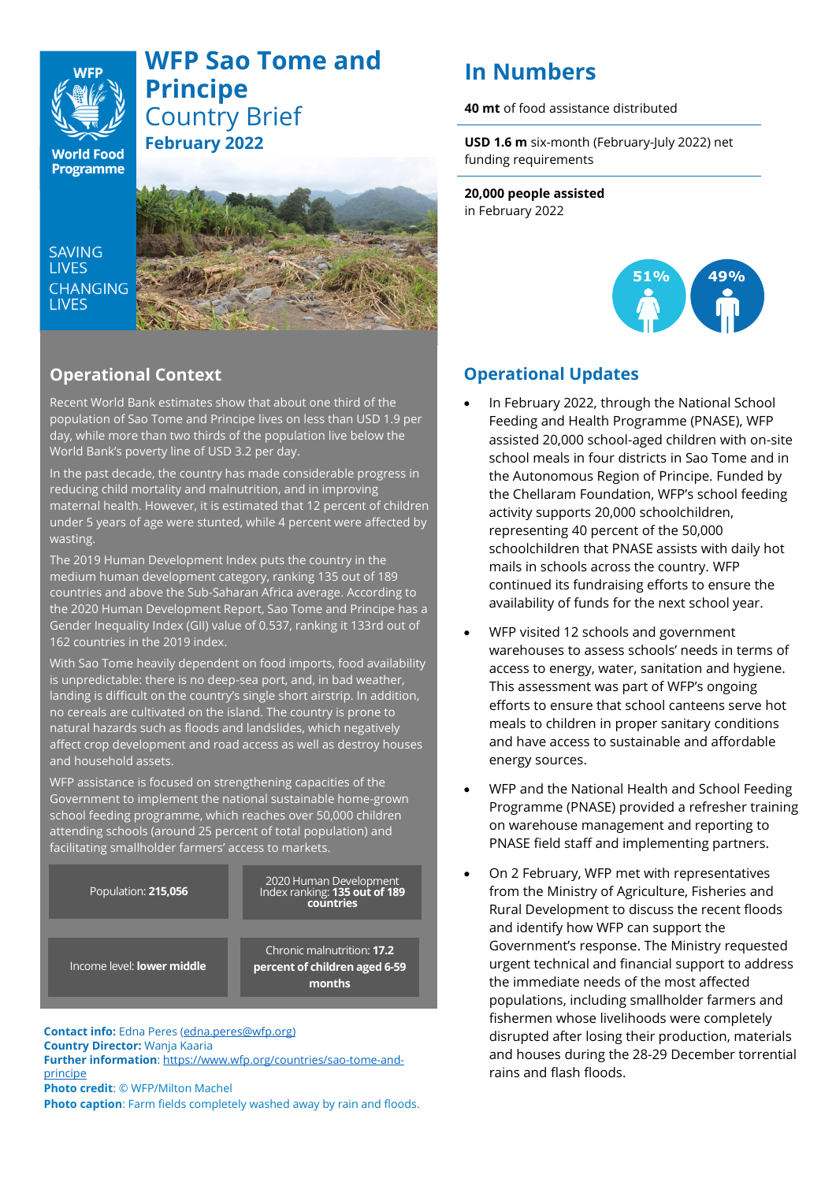# WFP Sao Tome and Principe

Country Brief

February 2022

SAVING LIVES CHANGING LIVES

## In Numbers

**40 mt** of food assistance distributed

**USD 1.6 m** six-month (February-July 2022) net funding requirements

**20,000 people assisted** in February 2022

51% 49%

## Operational Context

Recent World Bank estimates show that about one third of the population of Sao Tome and Principe lives on less than USD 1.9 per day, while more than two thirds of the population live below the World Bank's poverty line of USD 3.2 per day.

In the past decade, the country has made considerable progress in reducing child mortality and malnutrition, and in improving maternal health. However, it is estimated that 12 percent of children under 5 years of age were stunted, while 4 percent were affected by wasting.

The 2019 Human Development Index puts the country in the medium human development category, ranking 135 out of 189 countries and above the Sub-Saharan Africa average. According to the 2020 Human Development Report, Sao Tome and Principe has a Gender Inequality Index (GII) value of 0.537, ranking it 133rd out of 162 countries in the 2019 index.

With Sao Tome heavily dependent on food imports, food availability is unpredictable: there is no deep-sea port, and, in bad weather, landing is difficult on the country's single short airstrip. In addition, no cereals are cultivated on the island. The country is prone to natural hazards such as floods and landslides, which negatively affect crop development and road access as well as destroy houses and household assets.

WFP assistance is focused on strengthening capacities of the Government to implement the national sustainable home-grown school feeding programme, which reaches over 50,000 children attending schools (around 25 percent of total population) and facilitating smallholder farmers' access to markets.

| | |
|---|---|
| Population: **215,056** | 2020 Human Development Index ranking: **135 out of 189 countries** |
| Income level: **lower middle** | Chronic malnutrition: **17.2 percent of children aged 6-59 months** |

**Contact info:** Edna Peres (edna.peres@wfp.org)
**Country Director:** Wanja Kaaria
**Further information**: https://www.wfp.org/countries/sao-tome-and-principe
**Photo credit**: © WFP/Milton Machel
**Photo caption**: Farm fields completely washed away by rain and floods.

## Operational Updates

- In February 2022, through the National School Feeding and Health Programme (PNASE), WFP assisted 20,000 school-aged children with on-site school meals in four districts in Sao Tome and in the Autonomous Region of Principe. Funded by the Chellaram Foundation, WFP's school feeding activity supports 20,000 schoolchildren, representing 40 percent of the 50,000 schoolchildren that PNASE assists with daily hot mails in schools across the country. WFP continued its fundraising efforts to ensure the availability of funds for the next school year.
- WFP visited 12 schools and government warehouses to assess schools' needs in terms of access to energy, water, sanitation and hygiene. This assessment was part of WFP's ongoing efforts to ensure that school canteens serve hot meals to children in proper sanitary conditions and have access to sustainable and affordable energy sources.
- WFP and the National Health and School Feeding Programme (PNASE) provided a refresher training on warehouse management and reporting to PNASE field staff and implementing partners.
- On 2 February, WFP met with representatives from the Ministry of Agriculture, Fisheries and Rural Development to discuss the recent floods and identify how WFP can support the Government's response. The Ministry requested urgent technical and financial support to address the immediate needs of the most affected populations, including smallholder farmers and fishermen whose livelihoods were completely disrupted after losing their production, materials and houses during the 28-29 December torrential rains and flash floods.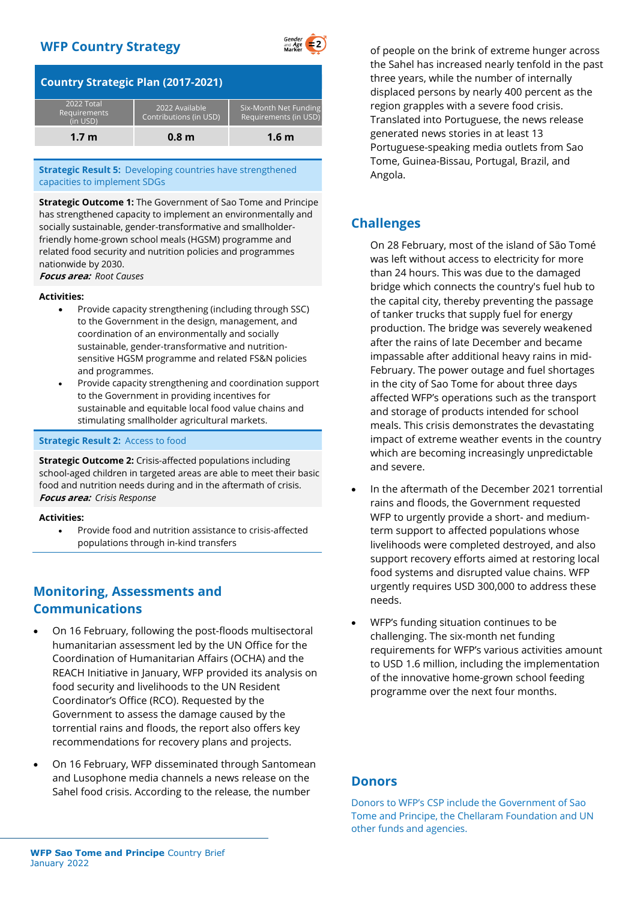## WFP Country Strategy

Gender and Age Marker 2

### Country Strategic Plan (2017-2021)

| 2022 Total Requirements (in USD) | 2022 Available Contributions (in USD) | Six-Month Net Funding Requirements (in USD) |
|---|---|---|
| 1.7 m | 0.8 m | 1.6 m |

**Strategic Result 5:** Developing countries have strengthened capacities to implement SDGs

**Strategic Outcome 1:** The Government of Sao Tome and Principe has strengthened capacity to implement an environmentally and socially sustainable, gender-transformative and smallholder-friendly home-grown school meals (HGSM) programme and related food security and nutrition policies and programmes nationwide by 2030.
***Focus area:*** *Root Causes*

**Activities:**

- Provide capacity strengthening (including through SSC) to the Government in the design, management, and coordination of an environmentally and socially sustainable, gender-transformative and nutrition-sensitive HGSM programme and related FS&N policies and programmes.
- Provide capacity strengthening and coordination support to the Government in providing incentives for sustainable and equitable local food value chains and stimulating smallholder agricultural markets.

**Strategic Result 2:** Access to food

**Strategic Outcome 2:** Crisis-affected populations including school-aged children in targeted areas are able to meet their basic food and nutrition needs during and in the aftermath of crisis.
***Focus area:*** *Crisis Response*

**Activities:**

- Provide food and nutrition assistance to crisis-affected populations through in-kind transfers

## Monitoring, Assessments and Communications

- On 16 February, following the post-floods multisectoral humanitarian assessment led by the UN Office for the Coordination of Humanitarian Affairs (OCHA) and the REACH Initiative in January, WFP provided its analysis on food security and livelihoods to the UN Resident Coordinator's Office (RCO). Requested by the Government to assess the damage caused by the torrential rains and floods, the report also offers key recommendations for recovery plans and projects.
- On 16 February, WFP disseminated through Santomean and Lusophone media channels a news release on the Sahel food crisis. According to the release, the number of people on the brink of extreme hunger across the Sahel has increased nearly tenfold in the past three years, while the number of internally displaced persons by nearly 400 percent as the region grapples with a severe food crisis. Translated into Portuguese, the news release generated news stories in at least 13 Portuguese-speaking media outlets from Sao Tome, Guinea-Bissau, Portugal, Brazil, and Angola.

## Challenges

On 28 February, most of the island of São Tomé was left without access to electricity for more than 24 hours. This was due to the damaged bridge which connects the country's fuel hub to the capital city, thereby preventing the passage of tanker trucks that supply fuel for energy production. The bridge was severely weakened after the rains of late December and became impassable after additional heavy rains in mid-February. The power outage and fuel shortages in the city of Sao Tome for about three days affected WFP's operations such as the transport and storage of products intended for school meals. This crisis demonstrates the devastating impact of extreme weather events in the country which are becoming increasingly unpredictable and severe.

- In the aftermath of the December 2021 torrential rains and floods, the Government requested WFP to urgently provide a short- and medium-term support to affected populations whose livelihoods were completed destroyed, and also support recovery efforts aimed at restoring local food systems and disrupted value chains. WFP urgently requires USD 300,000 to address these needs.
- WFP's funding situation continues to be challenging. The six-month net funding requirements for WFP's various activities amount to USD 1.6 million, including the implementation of the innovative home-grown school feeding programme over the next four months.

## Donors

Donors to WFP's CSP include the Government of Sao Tome and Principe, the Chellaram Foundation and UN other funds and agencies.